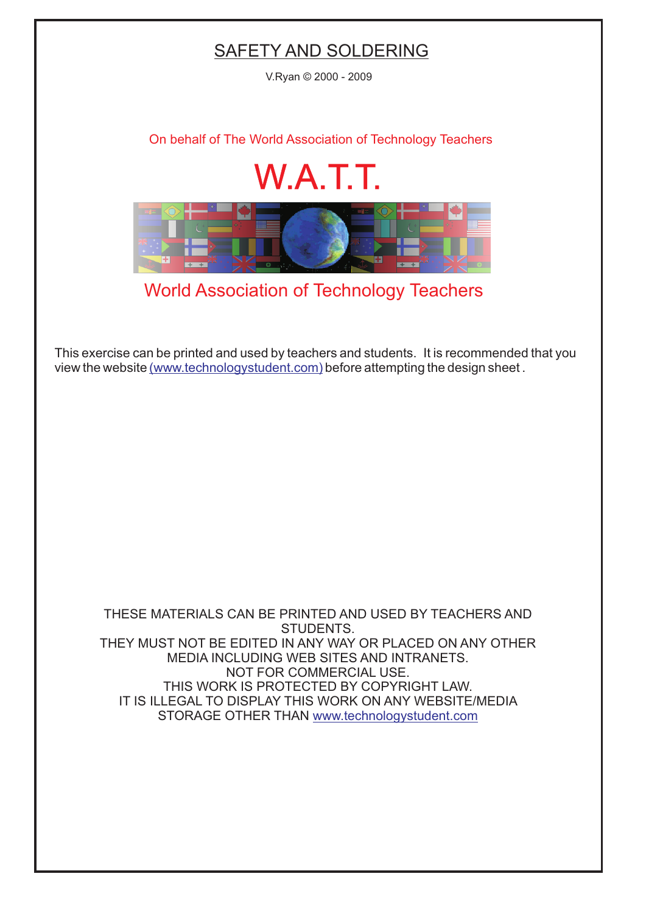# SAFETY AND SOLDERING

V.Ryan © 2000 - 2009

On behalf of The World Association of Technology Teachers

W.A.T.T.

World Association of Technology Teachers

This exercise can be printed and used by teachers and students. It is recommended that you view the website (www.technologystudent.com) before attempting the design sheet .

THESE MATERIALS CAN BE PRINTED AND USED BY TEACHERS AND STUDENTS.
THEY MUST NOT BE EDITED IN ANY WAY OR PLACED ON ANY OTHER MEDIA INCLUDING WEB SITES AND INTRANETS.
NOT FOR COMMERCIAL USE.
THIS WORK IS PROTECTED BY COPYRIGHT LAW.
IT IS ILLEGAL TO DISPLAY THIS WORK ON ANY WEBSITE/MEDIA STORAGE OTHER THAN www.technologystudent.com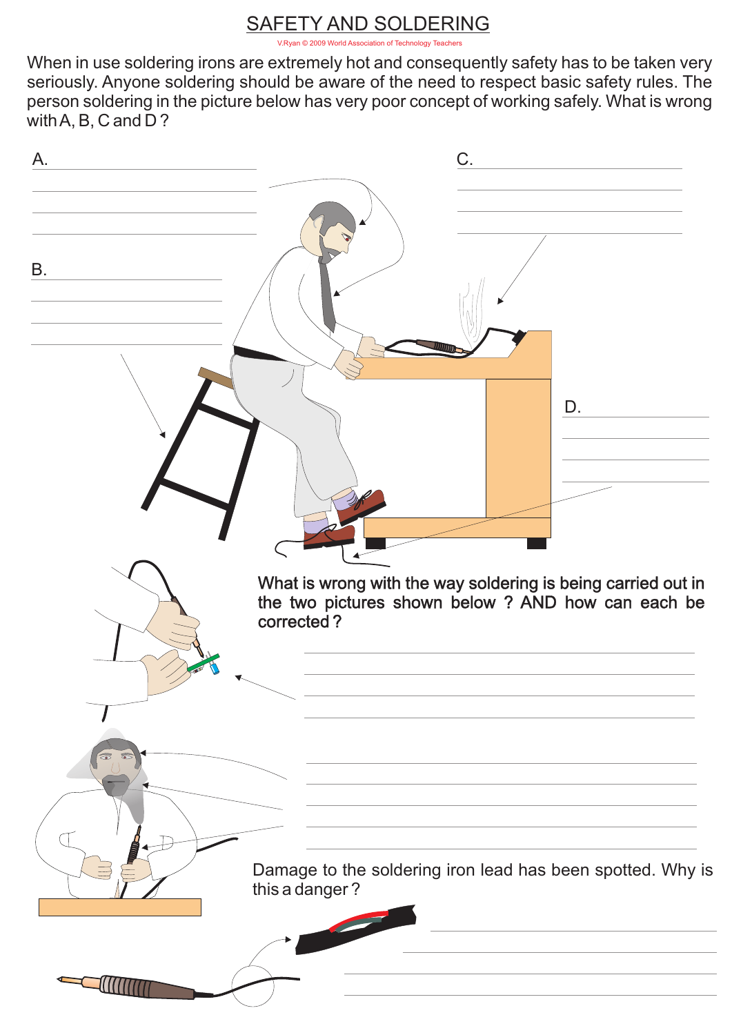# SAFETY AND SOLDERING

V.Ryan © 2009 World Association of Technology Teachers

When in use soldering irons are extremely hot and consequently safety has to be taken very seriously. Anyone soldering should be aware of the need to respect basic safety rules. The person soldering in the picture below has very poor concept of working safely. What is wrong with A, B, C and D ?

A. ______________________________

B. ______________________________

C. ______________________________

D. ______________________________

**What is wrong with the way soldering is being carried out in the two pictures shown below ? AND how can each be corrected ?**

______________________________

______________________________

Damage to the soldering iron lead has been spotted. Why is this a danger ?

______________________________